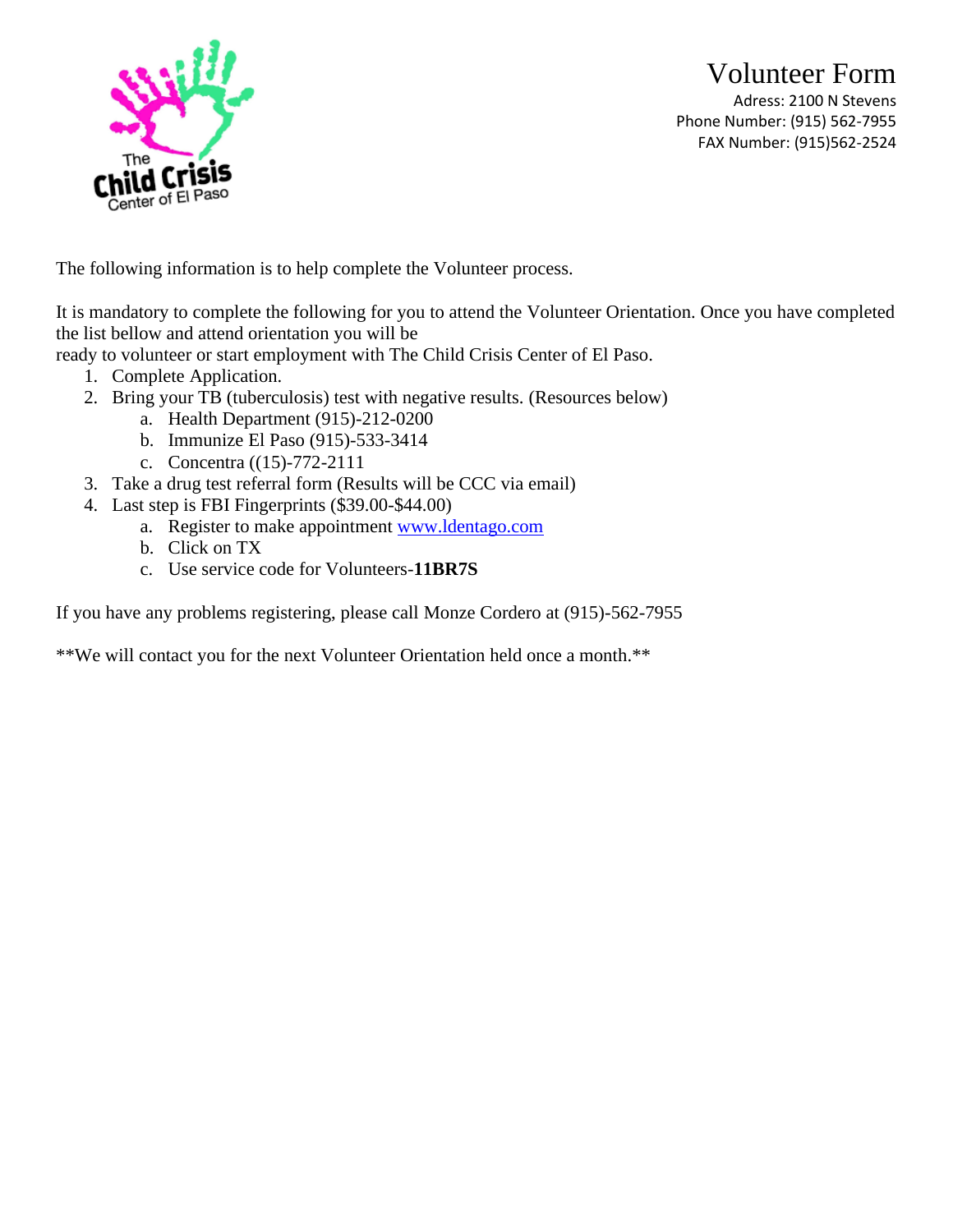The Child Crisis Center of El Paso

# Volunteer Form

Adress: 2100 N Stevens
Phone Number: (915) 562-7955
FAX Number: (915)562-2524

The following information is to help complete the Volunteer process.

It is mandatory to complete the following for you to attend the Volunteer Orientation. Once you have completed the list bellow and attend orientation you will be
ready to volunteer or start employment with The Child Crisis Center of El Paso.

1. Complete Application.
2. Bring your TB (tuberculosis) test with negative results. (Resources below)
   a. Health Department (915)-212-0200
   b. Immunize El Paso (915)-533-3414
   c. Concentra ((15)-772-2111
3. Take a drug test referral form (Results will be CCC via email)
4. Last step is FBI Fingerprints ($39.00-$44.00)
   a. Register to make appointment www.ldentago.com
   b. Click on TX
   c. Use service code for Volunteers-**11BR7S**

If you have any problems registering, please call Monze Cordero at (915)-562-7955

**We will contact you for the next Volunteer Orientation held once a month.**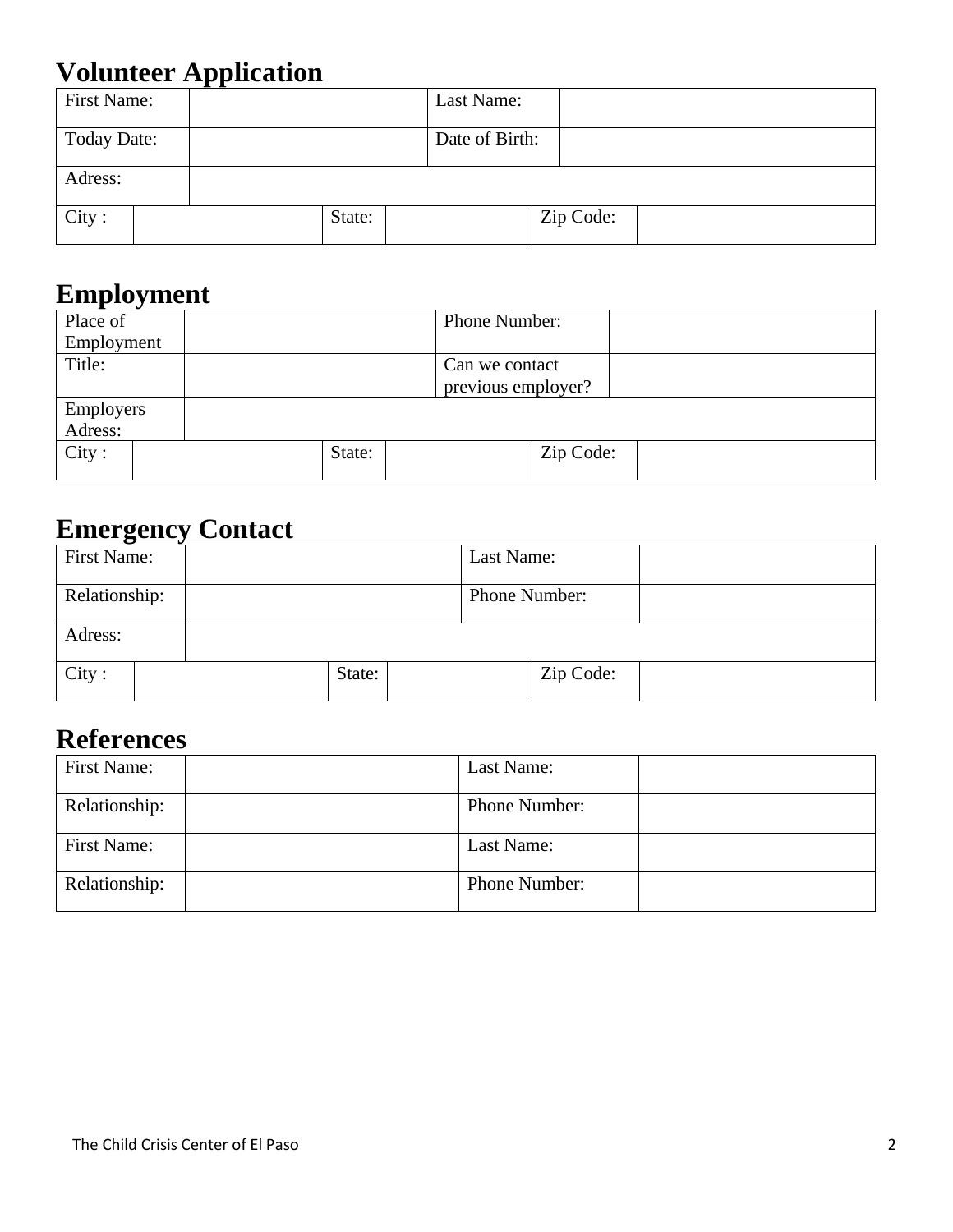## Volunteer Application

| First Name: | | Last Name: | |
|---|---|---|---|
| Today Date: | | Date of Birth: | |
| Adress: | | | |

| City : | | State: | | Zip Code: | |
|---|---|---|---|---|---|

## Employment

| Place of Employment | | Phone Number: | |
|---|---|---|---|
| Title: | | Can we contact previous employer? | |
| Employers Adress: | | | |

| City : | | State: | | Zip Code: | |
|---|---|---|---|---|---|

## Emergency Contact

| First Name: | | Last Name: | |
|---|---|---|---|
| Relationship: | | Phone Number: | |
| Adress: | | | |

| City : | | State: | | Zip Code: | |
|---|---|---|---|---|---|

## References

| First Name: | | Last Name: | |
|---|---|---|---|
| Relationship: | | Phone Number: | |
| First Name: | | Last Name: | |
| Relationship: | | Phone Number: | |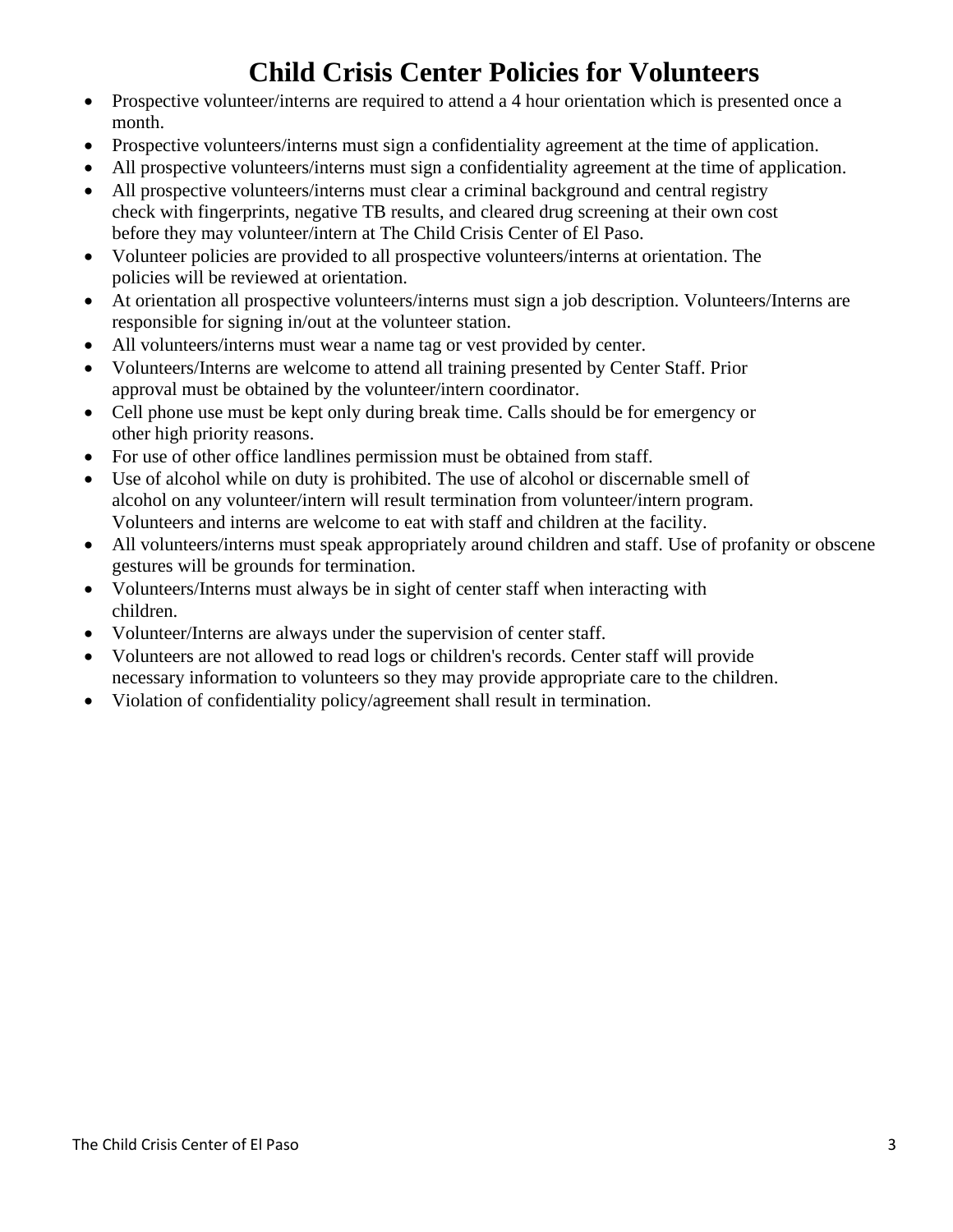# Child Crisis Center Policies for Volunteers

- Prospective volunteer/interns are required to attend a 4 hour orientation which is presented once a month.
- Prospective volunteers/interns must sign a confidentiality agreement at the time of application.
- All prospective volunteers/interns must sign a confidentiality agreement at the time of application.
- All prospective volunteers/interns must clear a criminal background and central registry check with fingerprints, negative TB results, and cleared drug screening at their own cost before they may volunteer/intern at The Child Crisis Center of El Paso.
- Volunteer policies are provided to all prospective volunteers/interns at orientation. The policies will be reviewed at orientation.
- At orientation all prospective volunteers/interns must sign a job description. Volunteers/Interns are responsible for signing in/out at the volunteer station.
- All volunteers/interns must wear a name tag or vest provided by center.
- Volunteers/Interns are welcome to attend all training presented by Center Staff. Prior approval must be obtained by the volunteer/intern coordinator.
- Cell phone use must be kept only during break time. Calls should be for emergency or other high priority reasons.
- For use of other office landlines permission must be obtained from staff.
- Use of alcohol while on duty is prohibited. The use of alcohol or discernable smell of alcohol on any volunteer/intern will result termination from volunteer/intern program. Volunteers and interns are welcome to eat with staff and children at the facility.
- All volunteers/interns must speak appropriately around children and staff. Use of profanity or obscene gestures will be grounds for termination.
- Volunteers/Interns must always be in sight of center staff when interacting with children.
- Volunteer/Interns are always under the supervision of center staff.
- Volunteers are not allowed to read logs or children's records. Center staff will provide necessary information to volunteers so they may provide appropriate care to the children.
- Violation of confidentiality policy/agreement shall result in termination.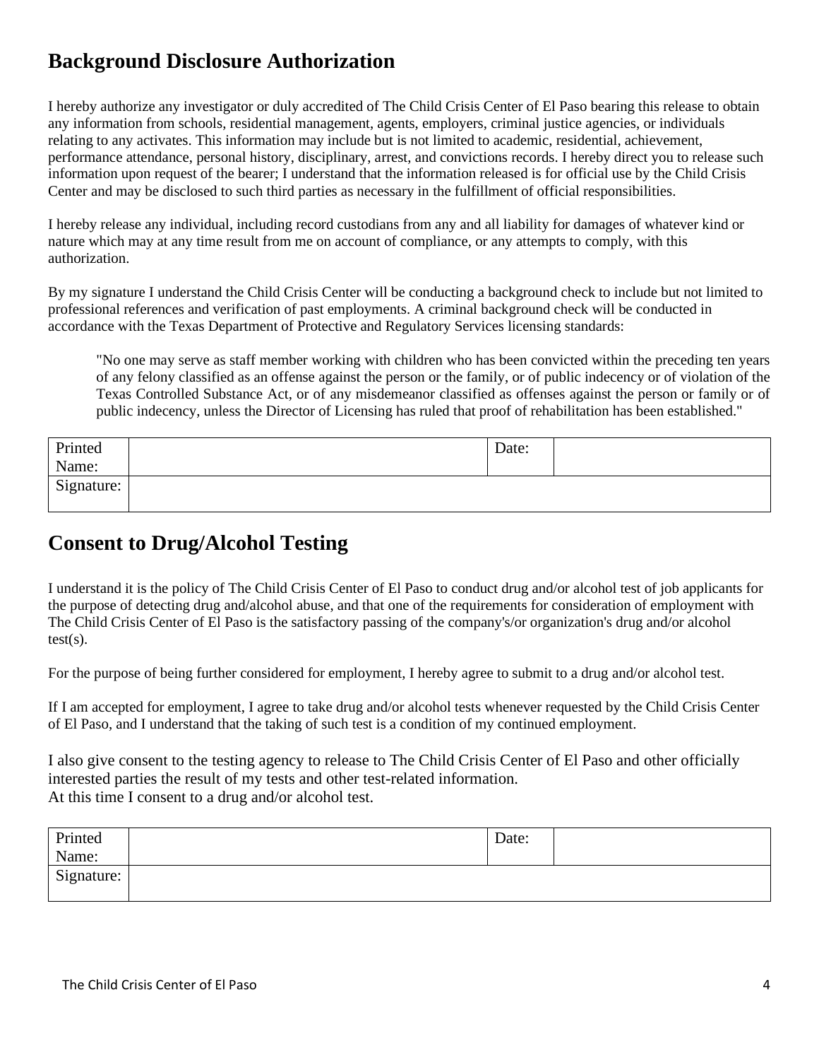## Background Disclosure Authorization

I hereby authorize any investigator or duly accredited of The Child Crisis Center of El Paso bearing this release to obtain any information from schools, residential management, agents, employers, criminal justice agencies, or individuals relating to any activates. This information may include but is not limited to academic, residential, achievement, performance attendance, personal history, disciplinary, arrest, and convictions records. I hereby direct you to release such information upon request of the bearer; I understand that the information released is for official use by the Child Crisis Center and may be disclosed to such third parties as necessary in the fulfillment of official responsibilities.

I hereby release any individual, including record custodians from any and all liability for damages of whatever kind or nature which may at any time result from me on account of compliance, or any attempts to comply, with this authorization.

By my signature I understand the Child Crisis Center will be conducting a background check to include but not limited to professional references and verification of past employments. A criminal background check will be conducted in accordance with the Texas Department of Protective and Regulatory Services licensing standards:

> "No one may serve as staff member working with children who has been convicted within the preceding ten years of any felony classified as an offense against the person or the family, or of public indecency or of violation of the Texas Controlled Substance Act, or of any misdemeanor classified as offenses against the person or family or of public indecency, unless the Director of Licensing has ruled that proof of rehabilitation has been established."

| Printed Name: | | Date: | |
|---|---|---|---|
| Signature: | | | |

## Consent to Drug/Alcohol Testing

I understand it is the policy of The Child Crisis Center of El Paso to conduct drug and/or alcohol test of job applicants for the purpose of detecting drug and/alcohol abuse, and that one of the requirements for consideration of employment with The Child Crisis Center of El Paso is the satisfactory passing of the company's/or organization's drug and/or alcohol test(s).

For the purpose of being further considered for employment, I hereby agree to submit to a drug and/or alcohol test.

If I am accepted for employment, I agree to take drug and/or alcohol tests whenever requested by the Child Crisis Center of El Paso, and I understand that the taking of such test is a condition of my continued employment.

I also give consent to the testing agency to release to The Child Crisis Center of El Paso and other officially interested parties the result of my tests and other test-related information.
At this time I consent to a drug and/or alcohol test.

| Printed Name: | | Date: | |
|---|---|---|---|
| Signature: | | | |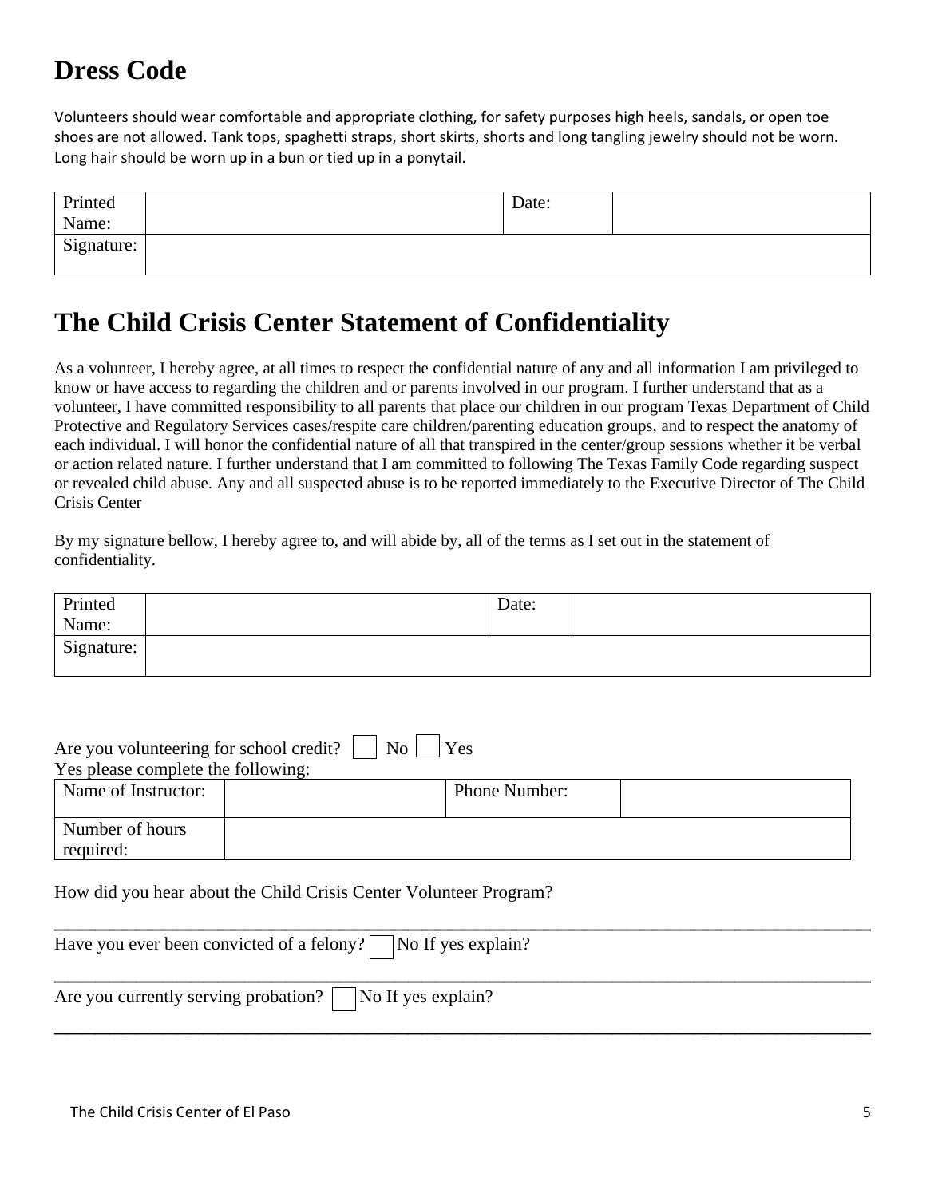## Dress Code

Volunteers should wear comfortable and appropriate clothing, for safety purposes high heels, sandals, or open toe shoes are not allowed. Tank tops, spaghetti straps, short skirts, shorts and long tangling jewelry should not be worn. Long hair should be worn up in a bun or tied up in a ponytail.

| Printed Name: | | Date: | |
|---|---|---|---|
| Signature: | | | |

## The Child Crisis Center Statement of Confidentiality

As a volunteer, I hereby agree, at all times to respect the confidential nature of any and all information I am privileged to know or have access to regarding the children and or parents involved in our program. I further understand that as a volunteer, I have committed responsibility to all parents that place our children in our program Texas Department of Child Protective and Regulatory Services cases/respite care children/parenting education groups, and to respect the anatomy of each individual. I will honor the confidential nature of all that transpired in the center/group sessions whether it be verbal or action related nature. I further understand that I am committed to following The Texas Family Code regarding suspect or revealed child abuse. Any and all suspected abuse is to be reported immediately to the Executive Director of The Child Crisis Center

By my signature bellow, I hereby agree to, and will abide by, all of the terms as I set out in the statement of confidentiality.

| Printed Name: | | Date: | |
|---|---|---|---|
| Signature: | | | |

Are you volunteering for school credit? ☐ No ☐ Yes

Yes please complete the following:

| Name of Instructor: | | Phone Number: | |
|---|---|---|---|
| Number of hours required: | | | |

How did you hear about the Child Crisis Center Volunteer Program?

___________________________________________________________________________

Have you ever been convicted of a felony? ☐ No If yes explain?

___________________________________________________________________________

Are you currently serving probation? ☐ No If yes explain?

___________________________________________________________________________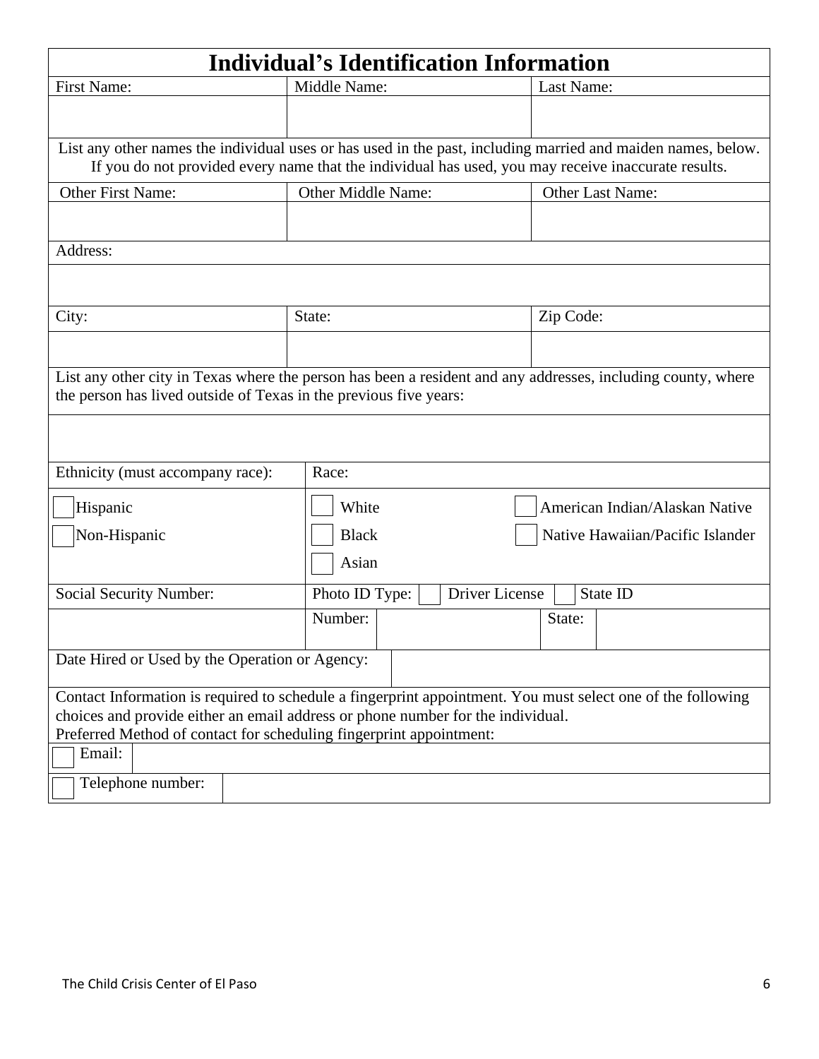# Individual's Identification Information

| First Name: | Middle Name: | Last Name: |
| --- | --- | --- |
| | | |

List any other names the individual uses or has used in the past, including married and maiden names, below. If you do not provided every name that the individual has used, you may receive inaccurate results.

| Other First Name: | Other Middle Name: | Other Last Name: |
| --- | --- | --- |
| | | |

| Address: | | |
| --- | --- | --- |
| | | |
| City: | State: | Zip Code: |
| | | |

List any other city in Texas where the person has been a resident and any addresses, including county, where the person has lived outside of Texas in the previous five years:

| Ethnicity (must accompany race): | Race: | |
| --- | --- | --- |
| ☐ Hispanic | ☐ White | ☐ American Indian/Alaskan Native |
| ☐ Non-Hispanic | ☐ Black | ☐ Native Hawaiian/Pacific Islander |
| | ☐ Asian | |

| Social Security Number: | Photo ID Type: ☐ Driver License ☐ State ID |
| --- | --- |
| | Number: State: |

Date Hired or Used by the Operation or Agency:

Contact Information is required to schedule a fingerprint appointment. You must select one of the following choices and provide either an email address or phone number for the individual.
Preferred Method of contact for scheduling fingerprint appointment:

☐ Email:

☐ Telephone number: